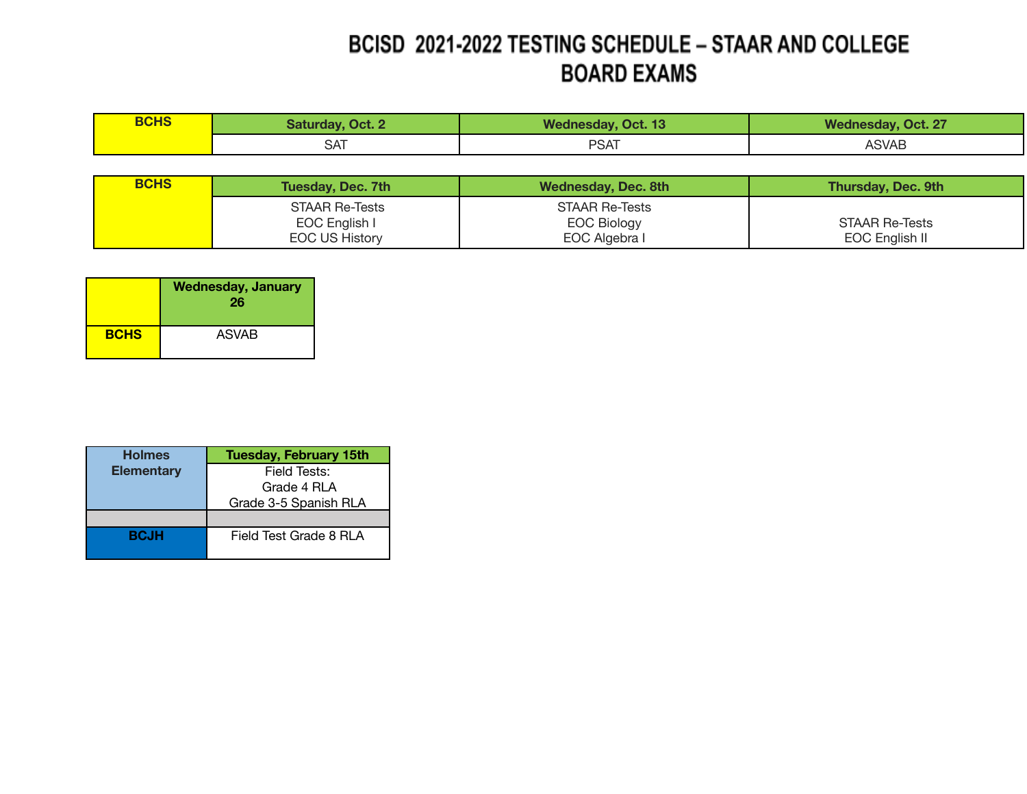# BCISD 2021-2022 TESTING SCHEDULE – STAAR AND COLLEGE BOARD EXAMS

| BCHS | Saturday, Oct. 2 | Wednesday, Oct. 13 | Wednesday, Oct. 27 |
|---|---|---|---|
| | SAT | PSAT | ASVAB |

| BCHS | Tuesday, Dec. 7th | Wednesday, Dec. 8th | Thursday, Dec. 9th |
|---|---|---|---|
| | STAAR Re-Tests<br>EOC English I<br>EOC US History | STAAR Re-Tests<br>EOC Biology<br>EOC Algebra I | STAAR Re-Tests<br>EOC English II |

| | Wednesday, January 26 |
|---|---|
| BCHS | ASVAB |

| Holmes Elementary | Tuesday, February 15th |
|---|---|
| | Field Tests:<br>Grade 4 RLA<br>Grade 3-5 Spanish RLA |
| | |
| BCJH | Field Test Grade 8 RLA |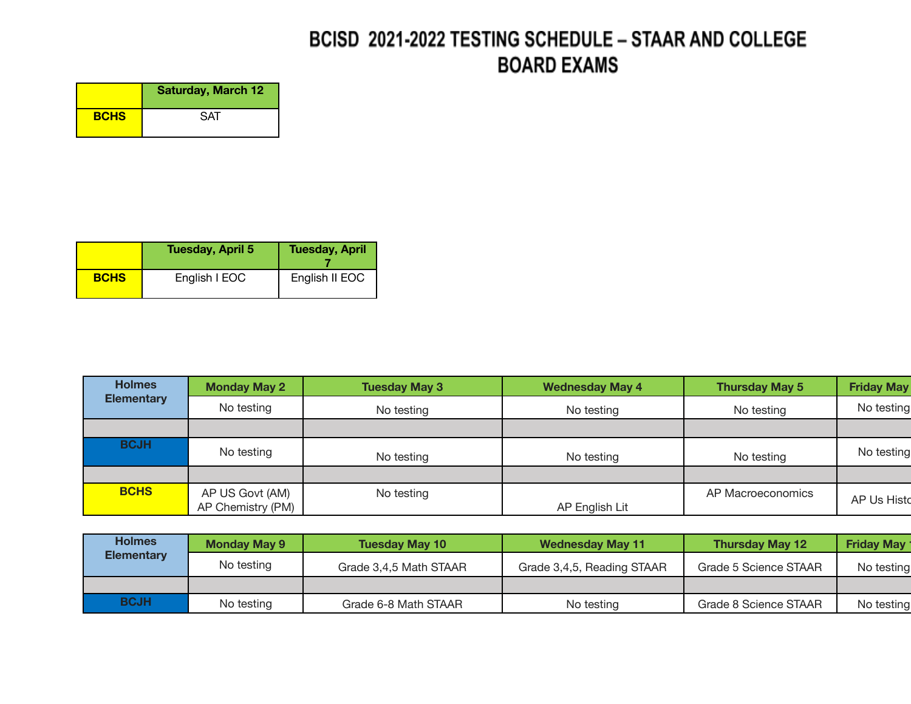# BCISD 2021-2022 TESTING SCHEDULE – STAAR AND COLLEGE BOARD EXAMS

| | Saturday, March 12 |
|---|---|
| **BCHS** | SAT |

| | Tuesday, April 5 | Tuesday, April 7 |
|---|---|---|
| **BCHS** | English I EOC | English II EOC |

| Holmes Elementary | Monday May 2 | Tuesday May 3 | Wednesday May 4 | Thursday May 5 | Friday May |
|---|---|---|---|---|---|
| | No testing | No testing | No testing | No testing | No testing |
| | | | | | |
| **BCJH** | No testing | No testing | No testing | No testing | No testing |
| | | | | | |
| **BCHS** | AP US Govt (AM) AP Chemistry (PM) | No testing | AP English Lit | AP Macroeconomics | AP Us Histo |

| Holmes Elementary | Monday May 9 | Tuesday May 10 | Wednesday May 11 | Thursday May 12 | Friday May 1 |
|---|---|---|---|---|---|
| | No testing | Grade 3,4,5 Math STAAR | Grade 3,4,5, Reading STAAR | Grade 5 Science STAAR | No testing |
| | | | | | |
| **BCJH** | No testing | Grade 6-8 Math STAAR | No testing | Grade 8 Science STAAR | No testing |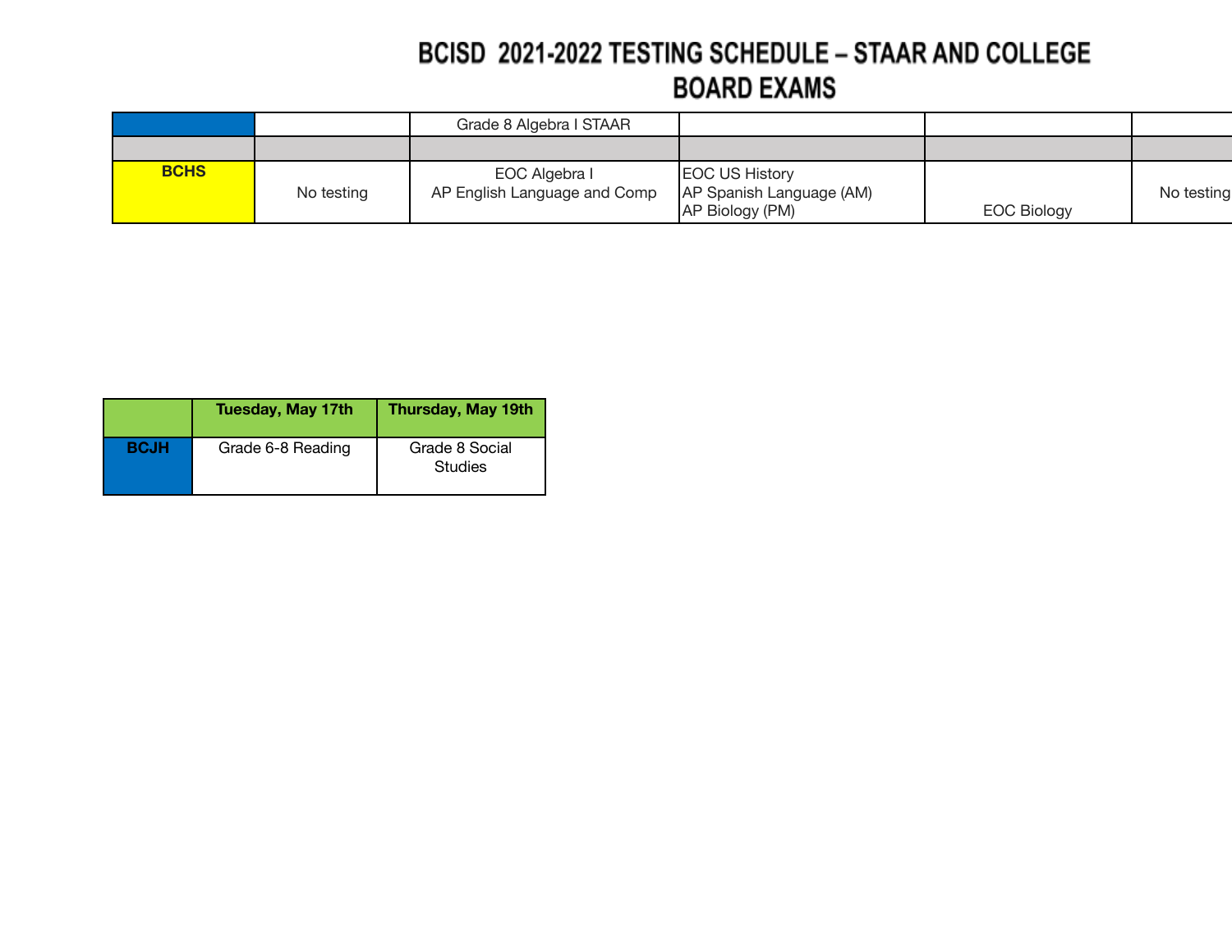# BCISD 2021-2022 TESTING SCHEDULE – STAAR AND COLLEGE BOARD EXAMS

| | | | | | |
|---|---|---|---|---|---|
| | | Grade 8 Algebra I STAAR | | | |
| | | | | | |
| **BCHS** | No testing | EOC Algebra I<br>AP English Language and Comp | EOC US History<br>AP Spanish Language (AM)<br>AP Biology (PM) | EOC Biology | No testing |

| | Tuesday, May 17th | Thursday, May 19th |
|---|---|---|
| **BCJH** | Grade 6-8 Reading | Grade 8 Social Studies |